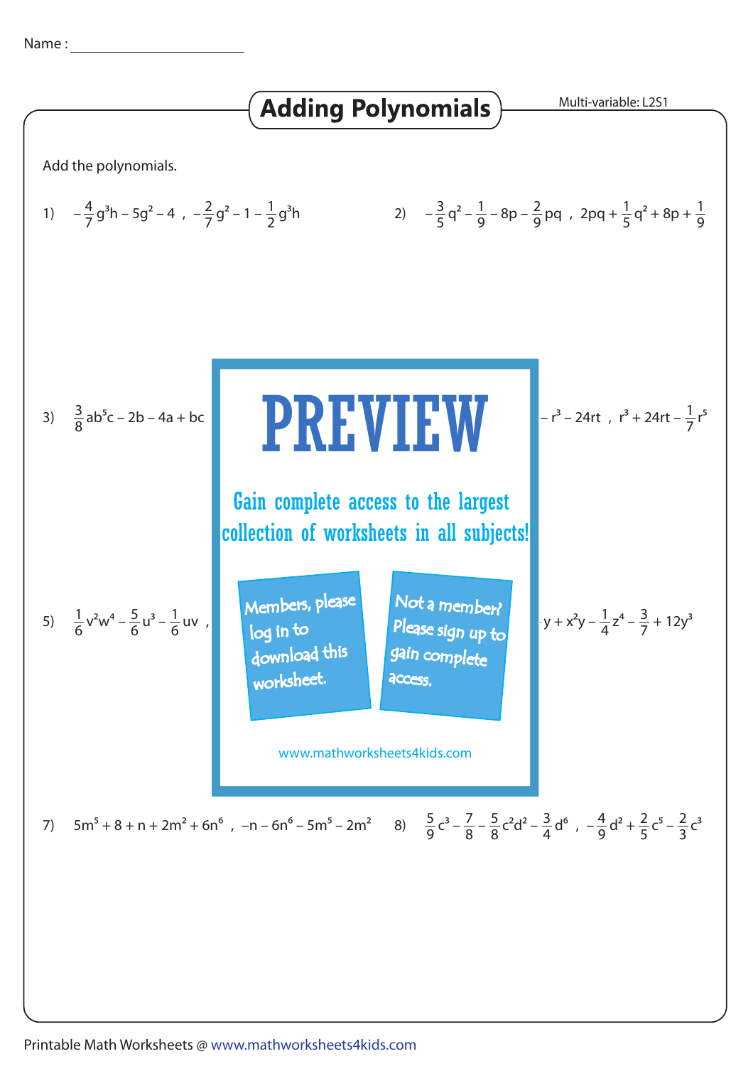Name : ______________________

# Adding Polynomials

Multi-variable: L2S1

Add the polynomials.

1) $-\frac{4}{7}g^3h - 5g^2 - 4$ , $-\frac{2}{7}g^2 - 1 - \frac{1}{2}g^3h$

2) $-\frac{3}{5}q^2 - \frac{1}{9} - 8p - \frac{2}{9}pq$ , $2pq + \frac{1}{5}q^2 + 8p + \frac{1}{9}$

3) $\frac{3}{8}ab^5c - 2b - 4a + bc$

$- r^3 - 24rt$ , $r^3 + 24rt - \frac{1}{7}r^5$

**PREVIEW**

Gain complete access to the largest collection of worksheets in all subjects!

Members, please log in to download this worksheet.

Not a member? Please sign up to gain complete access.

www.mathworksheets4kids.com

5) $\frac{1}{6}v^2w^4 - \frac{5}{6}u^3 - \frac{1}{6}uv$ ,

$y + x^2y - \frac{1}{4}z^4 - \frac{3}{7} + 12y^3$

7) $5m^5 + 8 + n + 2m^2 + 6n^6$ , $-n - 6n^6 - 5m^5 - 2m^2$

8) $\frac{5}{9}c^3 - \frac{7}{8} - \frac{5}{8}c^2d^2 - \frac{3}{4}d^6$ , $-\frac{4}{9}d^2 + \frac{2}{5}c^5 - \frac{2}{3}c^3$

Printable Math Worksheets @ www.mathworksheets4kids.com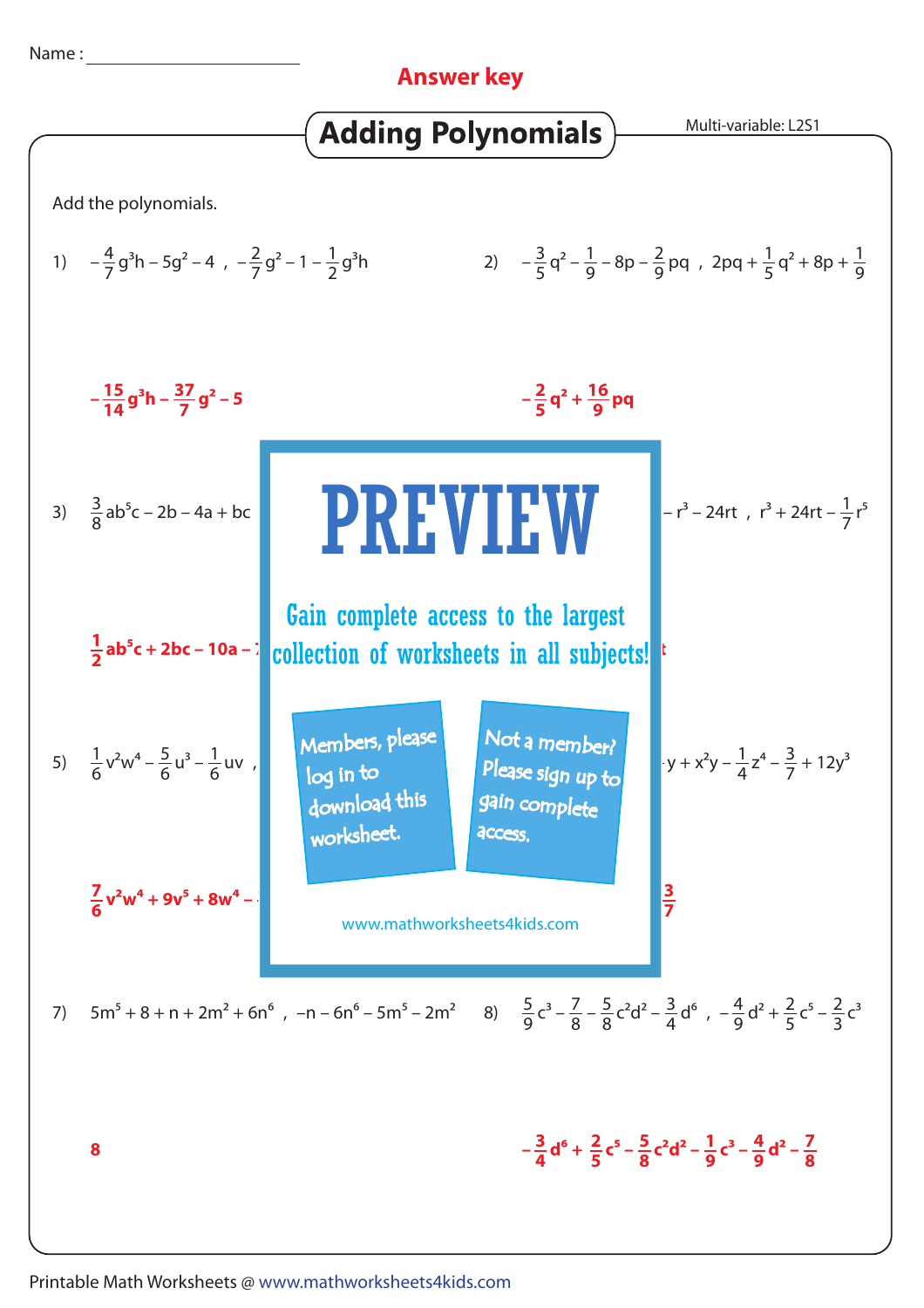Name :

**Answer key**

# Adding Polynomials

Multi-variable: L2S1

Add the polynomials.

1) $-\frac{4}{7}g^3h - 5g^2 - 4$ , $-\frac{2}{7}g^2 - 1 - \frac{1}{2}g^3h$

**$-\frac{15}{14}g^3h - \frac{37}{7}g^2 - 5$**

2) $-\frac{3}{5}q^2 - \frac{1}{9} - 8p - \frac{2}{9}pq$ , $2pq + \frac{1}{5}q^2 + 8p + \frac{1}{9}$

**$-\frac{2}{5}q^2 + \frac{16}{9}pq$**

3) $\frac{3}{8}ab^5c - 2b - 4a + bc$

**$\frac{1}{2}ab^5c + 2bc - 10a -$**

4) $- r^3 - 24rt$ , $r^3 + 24rt - \frac{1}{7}r^5$

PREVIEW

Gain complete access to the largest collection of worksheets in all subjects!

Members, please log in to download this worksheet.

Not a member? Please sign up to gain complete access.

www.mathworksheets4kids.com

5) $\frac{1}{6}v^2w^4 - \frac{5}{6}u^3 - \frac{1}{6}uv$ ,

**$\frac{7}{6}v^2w^4 + 9v^5 + 8w^4 -$**

6) $y + x^2y - \frac{1}{4}z^4 - \frac{3}{7} + 12y^3$

**$\frac{3}{7}$**

7) $5m^5 + 8 + n + 2m^2 + 6n^6$ , $-n - 6n^6 - 5m^5 - 2m^2$

**8**

8) $\frac{5}{9}c^3 - \frac{7}{8} - \frac{5}{8}c^2d^2 - \frac{3}{4}d^6$ , $-\frac{4}{9}d^2 + \frac{2}{5}c^5 - \frac{2}{3}c^3$

**$-\frac{3}{4}d^6 + \frac{2}{5}c^5 - \frac{5}{8}c^2d^2 - \frac{1}{9}c^3 - \frac{4}{9}d^2 - \frac{7}{8}$**

Printable Math Worksheets @ www.mathworksheets4kids.com